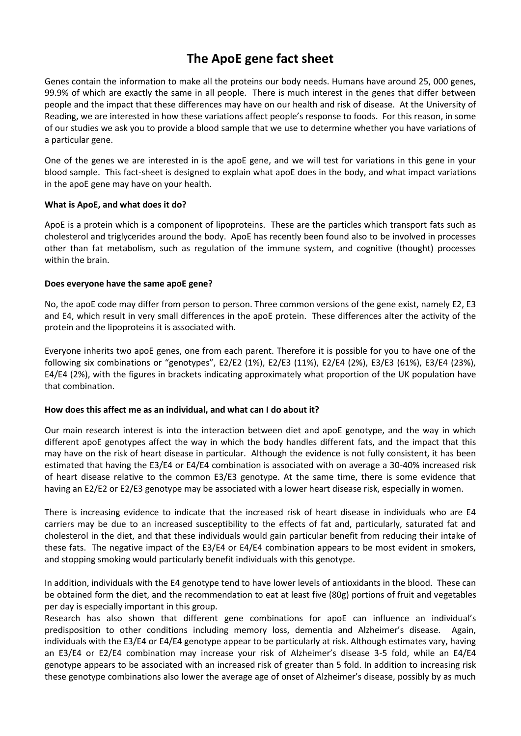# The ApoE gene fact sheet

Genes contain the information to make all the proteins our body needs. Humans have around 25, 000 genes, 99.9% of which are exactly the same in all people. There is much interest in the genes that differ between people and the impact that these differences may have on our health and risk of disease. At the University of Reading, we are interested in how these variations affect people's response to foods. For this reason, in some of our studies we ask you to provide a blood sample that we use to determine whether you have variations of a particular gene.

One of the genes we are interested in is the apoE gene, and we will test for variations in this gene in your blood sample. This fact-sheet is designed to explain what apoE does in the body, and what impact variations in the apoE gene may have on your health.

**What is ApoE, and what does it do?**

ApoE is a protein which is a component of lipoproteins. These are the particles which transport fats such as cholesterol and triglycerides around the body. ApoE has recently been found also to be involved in processes other than fat metabolism, such as regulation of the immune system, and cognitive (thought) processes within the brain.

**Does everyone have the same apoE gene?**

No, the apoE code may differ from person to person. Three common versions of the gene exist, namely E2, E3 and E4, which result in very small differences in the apoE protein. These differences alter the activity of the protein and the lipoproteins it is associated with.

Everyone inherits two apoE genes, one from each parent. Therefore it is possible for you to have one of the following six combinations or "genotypes", E2/E2 (1%), E2/E3 (11%), E2/E4 (2%), E3/E3 (61%), E3/E4 (23%), E4/E4 (2%), with the figures in brackets indicating approximately what proportion of the UK population have that combination.

**How does this affect me as an individual, and what can I do about it?**

Our main research interest is into the interaction between diet and apoE genotype, and the way in which different apoE genotypes affect the way in which the body handles different fats, and the impact that this may have on the risk of heart disease in particular. Although the evidence is not fully consistent, it has been estimated that having the E3/E4 or E4/E4 combination is associated with on average a 30-40% increased risk of heart disease relative to the common E3/E3 genotype. At the same time, there is some evidence that having an E2/E2 or E2/E3 genotype may be associated with a lower heart disease risk, especially in women.

There is increasing evidence to indicate that the increased risk of heart disease in individuals who are E4 carriers may be due to an increased susceptibility to the effects of fat and, particularly, saturated fat and cholesterol in the diet, and that these individuals would gain particular benefit from reducing their intake of these fats. The negative impact of the E3/E4 or E4/E4 combination appears to be most evident in smokers, and stopping smoking would particularly benefit individuals with this genotype.

In addition, individuals with the E4 genotype tend to have lower levels of antioxidants in the blood. These can be obtained form the diet, and the recommendation to eat at least five (80g) portions of fruit and vegetables per day is especially important in this group.

Research has also shown that different gene combinations for apoE can influence an individual's predisposition to other conditions including memory loss, dementia and Alzheimer's disease. Again, individuals with the E3/E4 or E4/E4 genotype appear to be particularly at risk. Although estimates vary, having an E3/E4 or E2/E4 combination may increase your risk of Alzheimer's disease 3-5 fold, while an E4/E4 genotype appears to be associated with an increased risk of greater than 5 fold. In addition to increasing risk these genotype combinations also lower the average age of onset of Alzheimer's disease, possibly by as much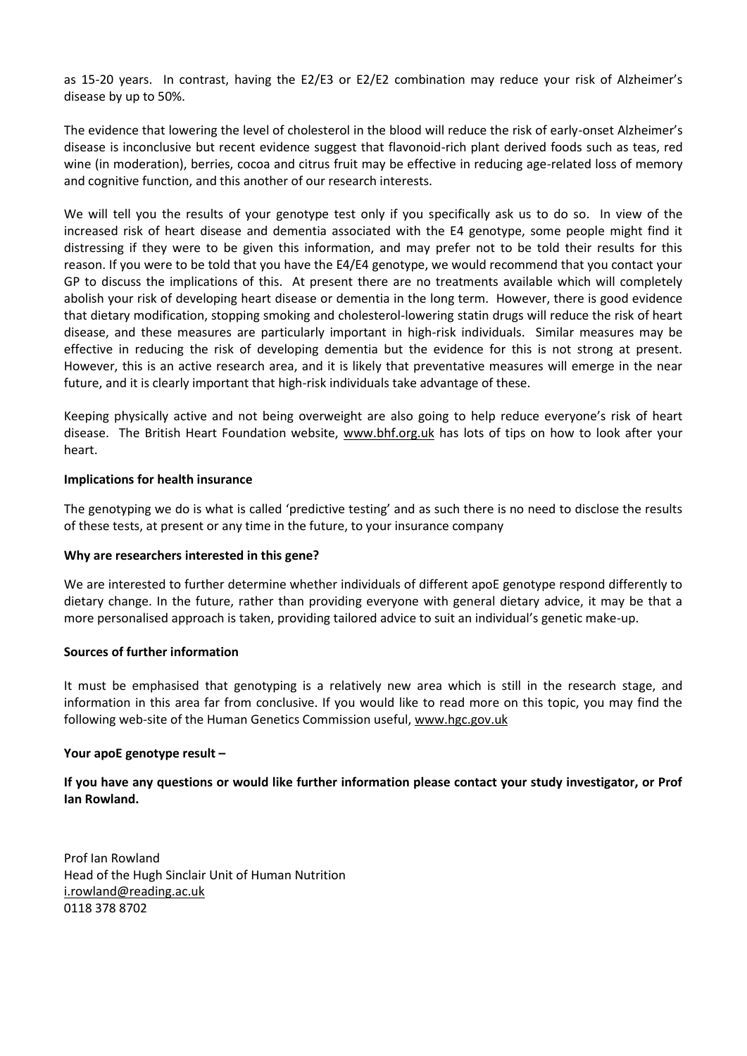as 15-20 years. In contrast, having the E2/E3 or E2/E2 combination may reduce your risk of Alzheimer's disease by up to 50%.

The evidence that lowering the level of cholesterol in the blood will reduce the risk of early-onset Alzheimer's disease is inconclusive but recent evidence suggest that flavonoid-rich plant derived foods such as teas, red wine (in moderation), berries, cocoa and citrus fruit may be effective in reducing age-related loss of memory and cognitive function, and this another of our research interests.

We will tell you the results of your genotype test only if you specifically ask us to do so. In view of the increased risk of heart disease and dementia associated with the E4 genotype, some people might find it distressing if they were to be given this information, and may prefer not to be told their results for this reason. If you were to be told that you have the E4/E4 genotype, we would recommend that you contact your GP to discuss the implications of this. At present there are no treatments available which will completely abolish your risk of developing heart disease or dementia in the long term. However, there is good evidence that dietary modification, stopping smoking and cholesterol-lowering statin drugs will reduce the risk of heart disease, and these measures are particularly important in high-risk individuals. Similar measures may be effective in reducing the risk of developing dementia but the evidence for this is not strong at present. However, this is an active research area, and it is likely that preventative measures will emerge in the near future, and it is clearly important that high-risk individuals take advantage of these.

Keeping physically active and not being overweight are also going to help reduce everyone's risk of heart disease. The British Heart Foundation website, www.bhf.org.uk has lots of tips on how to look after your heart.

**Implications for health insurance**

The genotyping we do is what is called 'predictive testing' and as such there is no need to disclose the results of these tests, at present or any time in the future, to your insurance company

**Why are researchers interested in this gene?**

We are interested to further determine whether individuals of different apoE genotype respond differently to dietary change. In the future, rather than providing everyone with general dietary advice, it may be that a more personalised approach is taken, providing tailored advice to suit an individual's genetic make-up.

**Sources of further information**

It must be emphasised that genotyping is a relatively new area which is still in the research stage, and information in this area far from conclusive. If you would like to read more on this topic, you may find the following web-site of the Human Genetics Commission useful, www.hgc.gov.uk

**Your apoE genotype result –**

**If you have any questions or would like further information please contact your study investigator, or Prof Ian Rowland.**

Prof Ian Rowland
Head of the Hugh Sinclair Unit of Human Nutrition
i.rowland@reading.ac.uk
0118 378 8702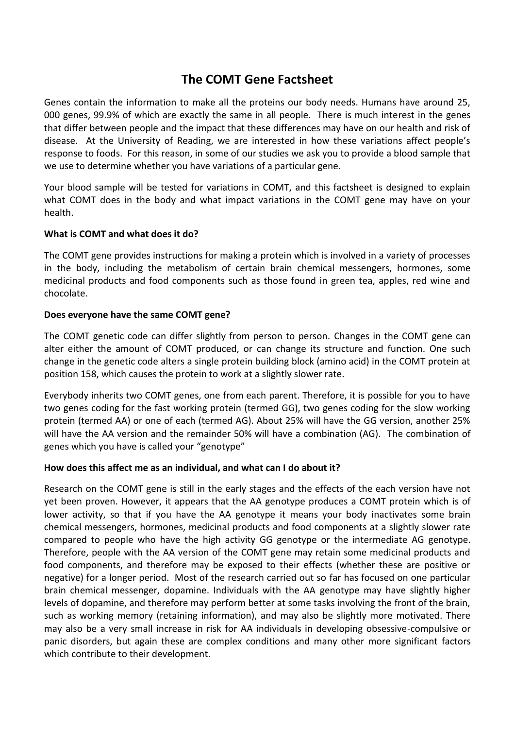# The COMT Gene Factsheet

Genes contain the information to make all the proteins our body needs. Humans have around 25, 000 genes, 99.9% of which are exactly the same in all people. There is much interest in the genes that differ between people and the impact that these differences may have on our health and risk of disease. At the University of Reading, we are interested in how these variations affect people's response to foods. For this reason, in some of our studies we ask you to provide a blood sample that we use to determine whether you have variations of a particular gene.

Your blood sample will be tested for variations in COMT, and this factsheet is designed to explain what COMT does in the body and what impact variations in the COMT gene may have on your health.

**What is COMT and what does it do?**

The COMT gene provides instructions for making a protein which is involved in a variety of processes in the body, including the metabolism of certain brain chemical messengers, hormones, some medicinal products and food components such as those found in green tea, apples, red wine and chocolate.

**Does everyone have the same COMT gene?**

The COMT genetic code can differ slightly from person to person. Changes in the COMT gene can alter either the amount of COMT produced, or can change its structure and function. One such change in the genetic code alters a single protein building block (amino acid) in the COMT protein at position 158, which causes the protein to work at a slightly slower rate.

Everybody inherits two COMT genes, one from each parent. Therefore, it is possible for you to have two genes coding for the fast working protein (termed GG), two genes coding for the slow working protein (termed AA) or one of each (termed AG). About 25% will have the GG version, another 25% will have the AA version and the remainder 50% will have a combination (AG). The combination of genes which you have is called your "genotype"

**How does this affect me as an individual, and what can I do about it?**

Research on the COMT gene is still in the early stages and the effects of the each version have not yet been proven. However, it appears that the AA genotype produces a COMT protein which is of lower activity, so that if you have the AA genotype it means your body inactivates some brain chemical messengers, hormones, medicinal products and food components at a slightly slower rate compared to people who have the high activity GG genotype or the intermediate AG genotype. Therefore, people with the AA version of the COMT gene may retain some medicinal products and food components, and therefore may be exposed to their effects (whether these are positive or negative) for a longer period. Most of the research carried out so far has focused on one particular brain chemical messenger, dopamine. Individuals with the AA genotype may have slightly higher levels of dopamine, and therefore may perform better at some tasks involving the front of the brain, such as working memory (retaining information), and may also be slightly more motivated. There may also be a very small increase in risk for AA individuals in developing obsessive-compulsive or panic disorders, but again these are complex conditions and many other more significant factors which contribute to their development.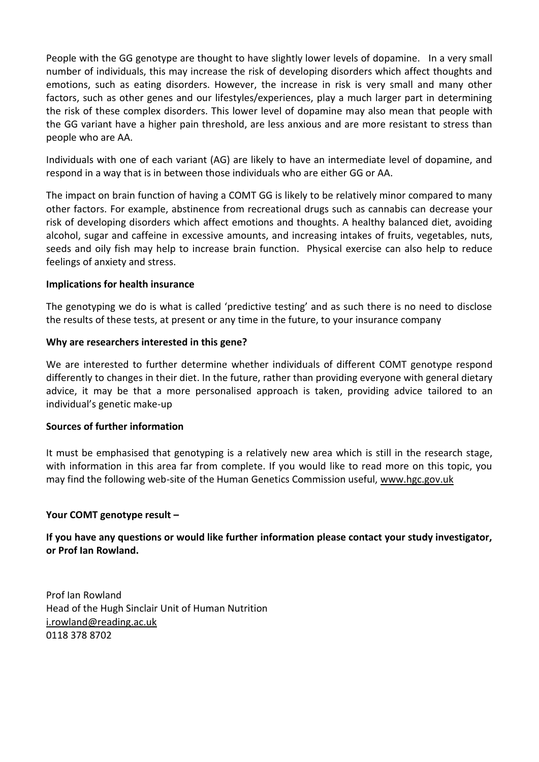People with the GG genotype are thought to have slightly lower levels of dopamine. In a very small number of individuals, this may increase the risk of developing disorders which affect thoughts and emotions, such as eating disorders. However, the increase in risk is very small and many other factors, such as other genes and our lifestyles/experiences, play a much larger part in determining the risk of these complex disorders. This lower level of dopamine may also mean that people with the GG variant have a higher pain threshold, are less anxious and are more resistant to stress than people who are AA.

Individuals with one of each variant (AG) are likely to have an intermediate level of dopamine, and respond in a way that is in between those individuals who are either GG or AA.

The impact on brain function of having a COMT GG is likely to be relatively minor compared to many other factors. For example, abstinence from recreational drugs such as cannabis can decrease your risk of developing disorders which affect emotions and thoughts. A healthy balanced diet, avoiding alcohol, sugar and caffeine in excessive amounts, and increasing intakes of fruits, vegetables, nuts, seeds and oily fish may help to increase brain function. Physical exercise can also help to reduce feelings of anxiety and stress.

**Implications for health insurance**

The genotyping we do is what is called 'predictive testing' and as such there is no need to disclose the results of these tests, at present or any time in the future, to your insurance company

**Why are researchers interested in this gene?**

We are interested to further determine whether individuals of different COMT genotype respond differently to changes in their diet. In the future, rather than providing everyone with general dietary advice, it may be that a more personalised approach is taken, providing advice tailored to an individual's genetic make-up

**Sources of further information**

It must be emphasised that genotyping is a relatively new area which is still in the research stage, with information in this area far from complete. If you would like to read more on this topic, you may find the following web-site of the Human Genetics Commission useful, www.hgc.gov.uk

**Your COMT genotype result –**

**If you have any questions or would like further information please contact your study investigator, or Prof Ian Rowland.**

Prof Ian Rowland
Head of the Hugh Sinclair Unit of Human Nutrition
i.rowland@reading.ac.uk
0118 378 8702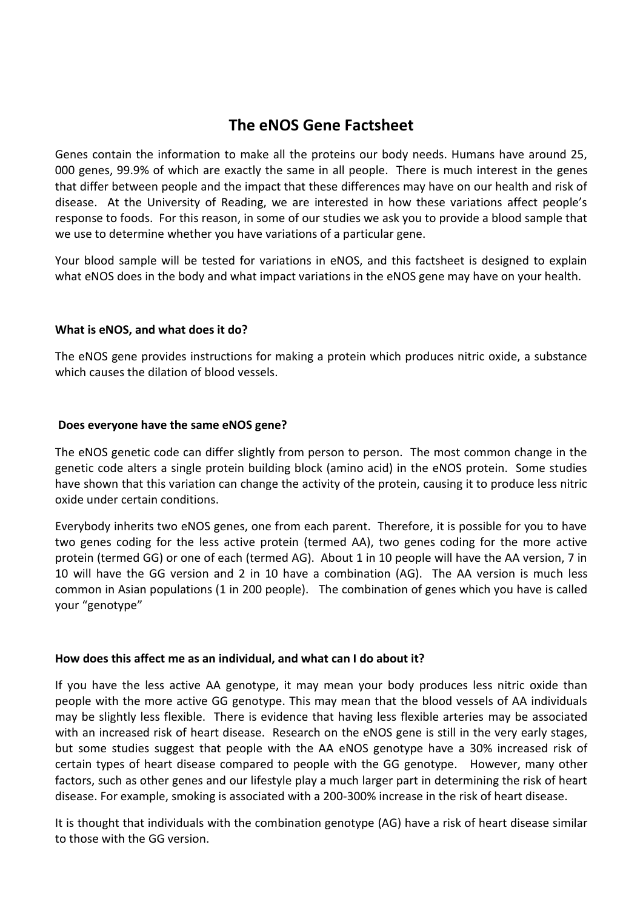# The eNOS Gene Factsheet

Genes contain the information to make all the proteins our body needs. Humans have around 25, 000 genes, 99.9% of which are exactly the same in all people. There is much interest in the genes that differ between people and the impact that these differences may have on our health and risk of disease. At the University of Reading, we are interested in how these variations affect people's response to foods. For this reason, in some of our studies we ask you to provide a blood sample that we use to determine whether you have variations of a particular gene.

Your blood sample will be tested for variations in eNOS, and this factsheet is designed to explain what eNOS does in the body and what impact variations in the eNOS gene may have on your health.

**What is eNOS, and what does it do?**

The eNOS gene provides instructions for making a protein which produces nitric oxide, a substance which causes the dilation of blood vessels.

**Does everyone have the same eNOS gene?**

The eNOS genetic code can differ slightly from person to person. The most common change in the genetic code alters a single protein building block (amino acid) in the eNOS protein. Some studies have shown that this variation can change the activity of the protein, causing it to produce less nitric oxide under certain conditions.

Everybody inherits two eNOS genes, one from each parent. Therefore, it is possible for you to have two genes coding for the less active protein (termed AA), two genes coding for the more active protein (termed GG) or one of each (termed AG). About 1 in 10 people will have the AA version, 7 in 10 will have the GG version and 2 in 10 have a combination (AG). The AA version is much less common in Asian populations (1 in 200 people). The combination of genes which you have is called your "genotype"

**How does this affect me as an individual, and what can I do about it?**

If you have the less active AA genotype, it may mean your body produces less nitric oxide than people with the more active GG genotype. This may mean that the blood vessels of AA individuals may be slightly less flexible. There is evidence that having less flexible arteries may be associated with an increased risk of heart disease. Research on the eNOS gene is still in the very early stages, but some studies suggest that people with the AA eNOS genotype have a 30% increased risk of certain types of heart disease compared to people with the GG genotype. However, many other factors, such as other genes and our lifestyle play a much larger part in determining the risk of heart disease. For example, smoking is associated with a 200-300% increase in the risk of heart disease.

It is thought that individuals with the combination genotype (AG) have a risk of heart disease similar to those with the GG version.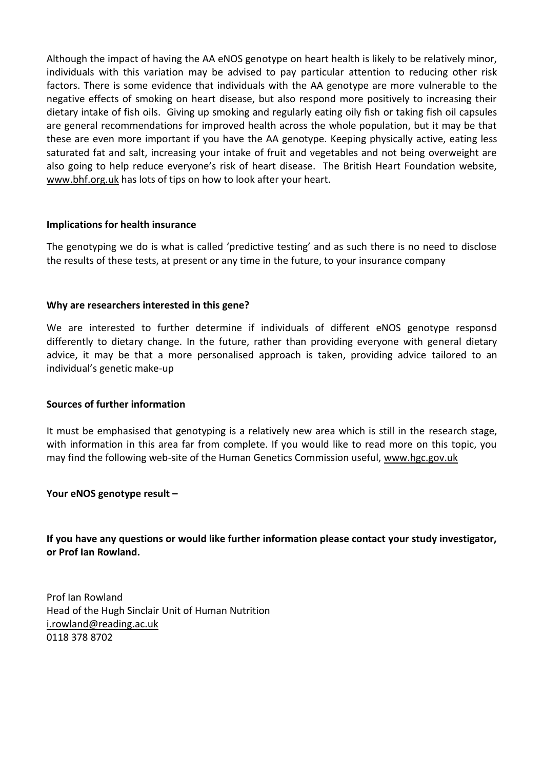Although the impact of having the AA eNOS genotype on heart health is likely to be relatively minor, individuals with this variation may be advised to pay particular attention to reducing other risk factors. There is some evidence that individuals with the AA genotype are more vulnerable to the negative effects of smoking on heart disease, but also respond more positively to increasing their dietary intake of fish oils. Giving up smoking and regularly eating oily fish or taking fish oil capsules are general recommendations for improved health across the whole population, but it may be that these are even more important if you have the AA genotype. Keeping physically active, eating less saturated fat and salt, increasing your intake of fruit and vegetables and not being overweight are also going to help reduce everyone's risk of heart disease. The British Heart Foundation website, www.bhf.org.uk has lots of tips on how to look after your heart.

**Implications for health insurance**

The genotyping we do is what is called 'predictive testing' and as such there is no need to disclose the results of these tests, at present or any time in the future, to your insurance company

**Why are researchers interested in this gene?**

We are interested to further determine if individuals of different eNOS genotype responsd differently to dietary change. In the future, rather than providing everyone with general dietary advice, it may be that a more personalised approach is taken, providing advice tailored to an individual's genetic make-up

**Sources of further information**

It must be emphasised that genotyping is a relatively new area which is still in the research stage, with information in this area far from complete. If you would like to read more on this topic, you may find the following web-site of the Human Genetics Commission useful, www.hgc.gov.uk

**Your eNOS genotype result –**

**If you have any questions or would like further information please contact your study investigator, or Prof Ian Rowland.**

Prof Ian Rowland
Head of the Hugh Sinclair Unit of Human Nutrition
i.rowland@reading.ac.uk
0118 378 8702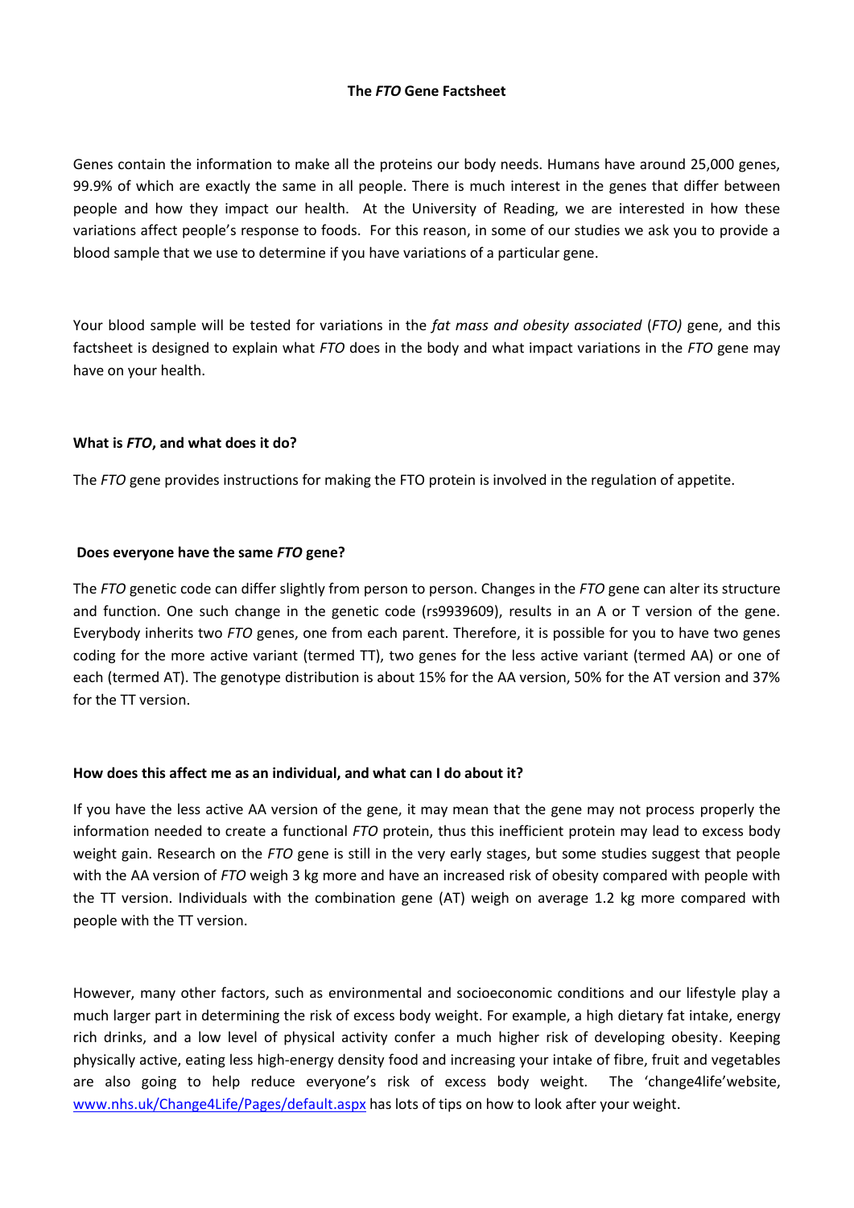# The *FTO* Gene Factsheet

Genes contain the information to make all the proteins our body needs. Humans have around 25,000 genes, 99.9% of which are exactly the same in all people. There is much interest in the genes that differ between people and how they impact our health. At the University of Reading, we are interested in how these variations affect people's response to foods. For this reason, in some of our studies we ask you to provide a blood sample that we use to determine if you have variations of a particular gene.

Your blood sample will be tested for variations in the *fat mass and obesity associated* (*FTO)* gene, and this factsheet is designed to explain what *FTO* does in the body and what impact variations in the *FTO* gene may have on your health.

**What is *FTO*, and what does it do?**

The *FTO* gene provides instructions for making the FTO protein is involved in the regulation of appetite.

**Does everyone have the same *FTO* gene?**

The *FTO* genetic code can differ slightly from person to person. Changes in the *FTO* gene can alter its structure and function. One such change in the genetic code (rs9939609), results in an A or T version of the gene. Everybody inherits two *FTO* genes, one from each parent. Therefore, it is possible for you to have two genes coding for the more active variant (termed TT), two genes for the less active variant (termed AA) or one of each (termed AT). The genotype distribution is about 15% for the AA version, 50% for the AT version and 37% for the TT version.

**How does this affect me as an individual, and what can I do about it?**

If you have the less active AA version of the gene, it may mean that the gene may not process properly the information needed to create a functional *FTO* protein, thus this inefficient protein may lead to excess body weight gain. Research on the *FTO* gene is still in the very early stages, but some studies suggest that people with the AA version of *FTO* weigh 3 kg more and have an increased risk of obesity compared with people with the TT version. Individuals with the combination gene (AT) weigh on average 1.2 kg more compared with people with the TT version.

However, many other factors, such as environmental and socioeconomic conditions and our lifestyle play a much larger part in determining the risk of excess body weight. For example, a high dietary fat intake, energy rich drinks, and a low level of physical activity confer a much higher risk of developing obesity. Keeping physically active, eating less high-energy density food and increasing your intake of fibre, fruit and vegetables are also going to help reduce everyone's risk of excess body weight. The 'change4life'website, [www.nhs.uk/Change4Life/Pages/default.aspx](www.nhs.uk/Change4Life/Pages/default.aspx) has lots of tips on how to look after your weight.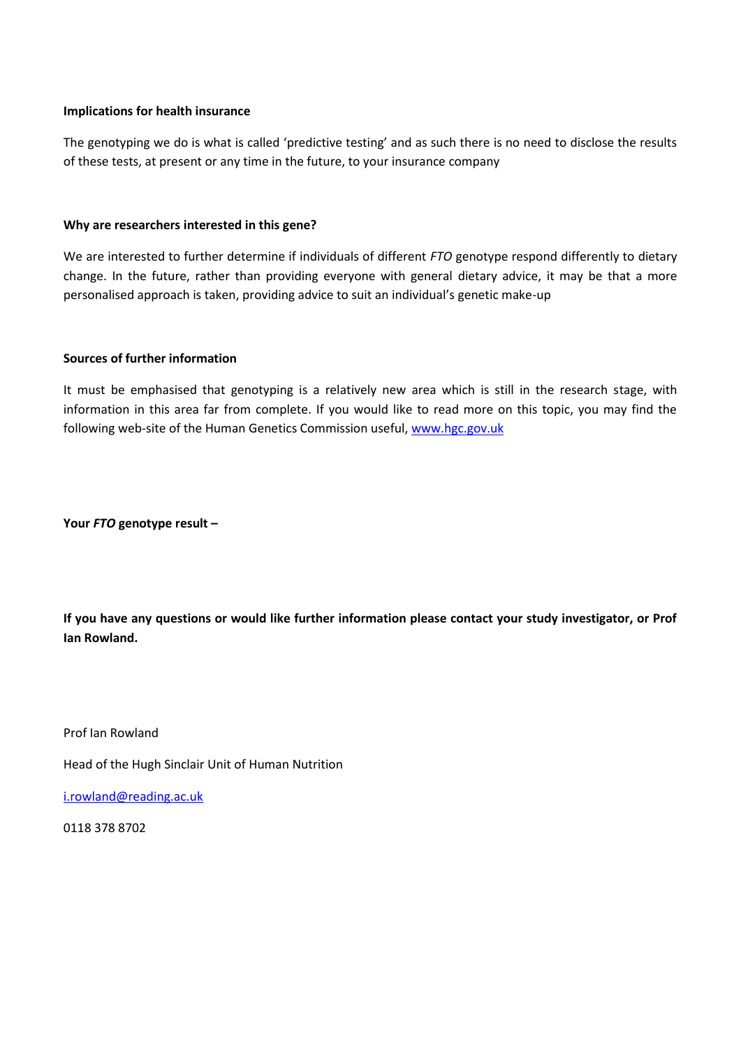**Implications for health insurance**

The genotyping we do is what is called 'predictive testing' and as such there is no need to disclose the results of these tests, at present or any time in the future, to your insurance company

**Why are researchers interested in this gene?**

We are interested to further determine if individuals of different *FTO* genotype respond differently to dietary change. In the future, rather than providing everyone with general dietary advice, it may be that a more personalised approach is taken, providing advice to suit an individual's genetic make-up

**Sources of further information**

It must be emphasised that genotyping is a relatively new area which is still in the research stage, with information in this area far from complete. If you would like to read more on this topic, you may find the following web-site of the Human Genetics Commission useful, www.hgc.gov.uk

**Your *FTO* genotype result –**

**If you have any questions or would like further information please contact your study investigator, or Prof Ian Rowland.**

Prof Ian Rowland

Head of the Hugh Sinclair Unit of Human Nutrition

i.rowland@reading.ac.uk

0118 378 8702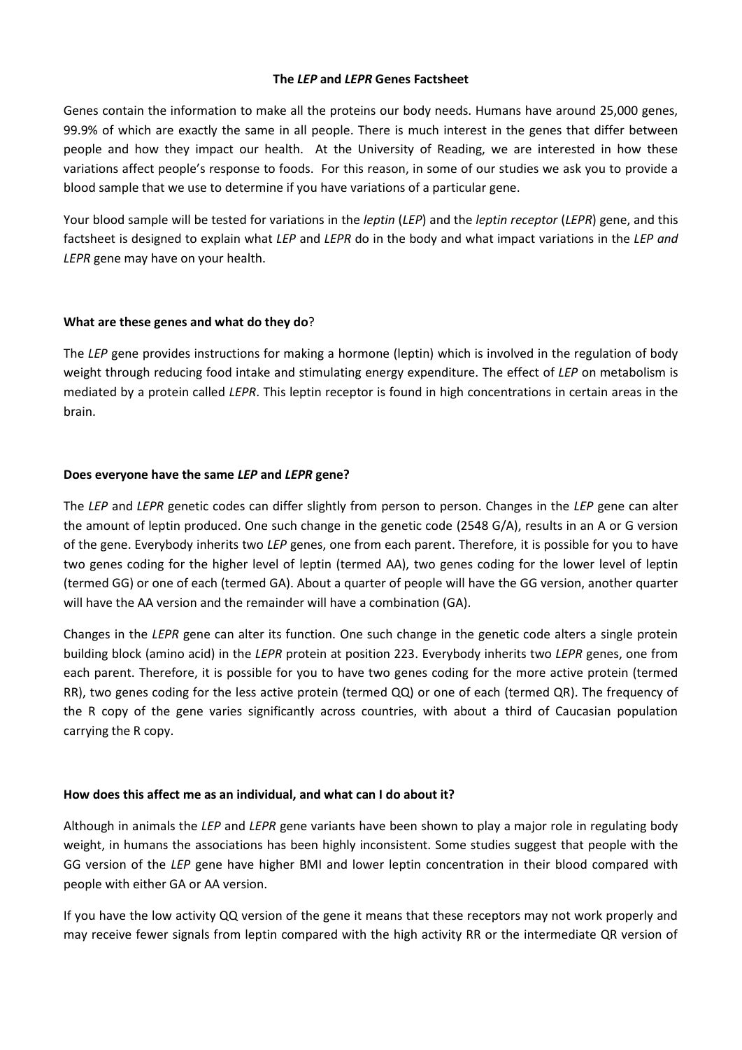**The *LEP* and *LEPR* Genes Factsheet**

Genes contain the information to make all the proteins our body needs. Humans have around 25,000 genes, 99.9% of which are exactly the same in all people. There is much interest in the genes that differ between people and how they impact our health. At the University of Reading, we are interested in how these variations affect people's response to foods. For this reason, in some of our studies we ask you to provide a blood sample that we use to determine if you have variations of a particular gene.

Your blood sample will be tested for variations in the *leptin* (*LEP*) and the *leptin receptor* (*LEPR*) gene, and this factsheet is designed to explain what *LEP* and *LEPR* do in the body and what impact variations in the *LEP and LEPR* gene may have on your health.

**What are these genes and what do they do**?

The *LEP* gene provides instructions for making a hormone (leptin) which is involved in the regulation of body weight through reducing food intake and stimulating energy expenditure. The effect of *LEP* on metabolism is mediated by a protein called *LEPR*. This leptin receptor is found in high concentrations in certain areas in the brain.

**Does everyone have the same *LEP* and *LEPR* gene?**

The *LEP* and *LEPR* genetic codes can differ slightly from person to person. Changes in the *LEP* gene can alter the amount of leptin produced. One such change in the genetic code (2548 G/A), results in an A or G version of the gene. Everybody inherits two *LEP* genes, one from each parent. Therefore, it is possible for you to have two genes coding for the higher level of leptin (termed AA), two genes coding for the lower level of leptin (termed GG) or one of each (termed GA). About a quarter of people will have the GG version, another quarter will have the AA version and the remainder will have a combination (GA).

Changes in the *LEPR* gene can alter its function. One such change in the genetic code alters a single protein building block (amino acid) in the *LEPR* protein at position 223. Everybody inherits two *LEPR* genes, one from each parent. Therefore, it is possible for you to have two genes coding for the more active protein (termed RR), two genes coding for the less active protein (termed QQ) or one of each (termed QR). The frequency of the R copy of the gene varies significantly across countries, with about a third of Caucasian population carrying the R copy.

**How does this affect me as an individual, and what can I do about it?**

Although in animals the *LEP* and *LEPR* gene variants have been shown to play a major role in regulating body weight, in humans the associations has been highly inconsistent. Some studies suggest that people with the GG version of the *LEP* gene have higher BMI and lower leptin concentration in their blood compared with people with either GA or AA version.

If you have the low activity QQ version of the gene it means that these receptors may not work properly and may receive fewer signals from leptin compared with the high activity RR or the intermediate QR version of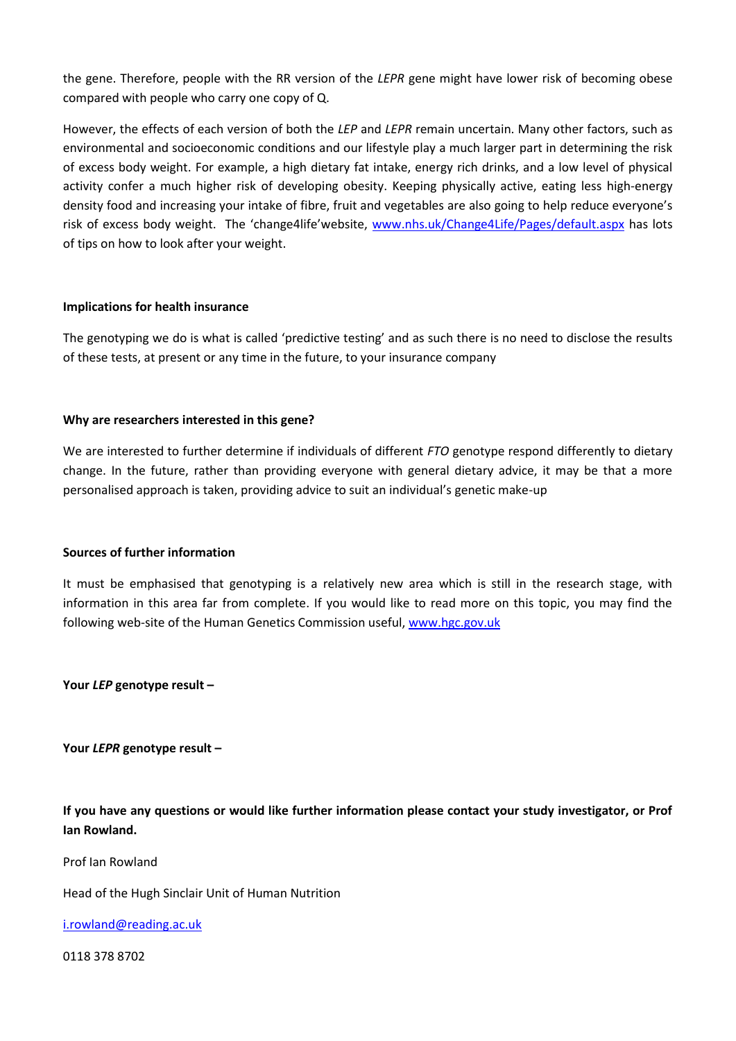the gene. Therefore, people with the RR version of the *LEPR* gene might have lower risk of becoming obese compared with people who carry one copy of Q.

However, the effects of each version of both the *LEP* and *LEPR* remain uncertain. Many other factors, such as environmental and socioeconomic conditions and our lifestyle play a much larger part in determining the risk of excess body weight. For example, a high dietary fat intake, energy rich drinks, and a low level of physical activity confer a much higher risk of developing obesity. Keeping physically active, eating less high-energy density food and increasing your intake of fibre, fruit and vegetables are also going to help reduce everyone's risk of excess body weight. The 'change4life'website, [www.nhs.uk/Change4Life/Pages/default.aspx](www.nhs.uk/Change4Life/Pages/default.aspx) has lots of tips on how to look after your weight.

**Implications for health insurance**

The genotyping we do is what is called 'predictive testing' and as such there is no need to disclose the results of these tests, at present or any time in the future, to your insurance company

**Why are researchers interested in this gene?**

We are interested to further determine if individuals of different *FTO* genotype respond differently to dietary change. In the future, rather than providing everyone with general dietary advice, it may be that a more personalised approach is taken, providing advice to suit an individual's genetic make-up

**Sources of further information**

It must be emphasised that genotyping is a relatively new area which is still in the research stage, with information in this area far from complete. If you would like to read more on this topic, you may find the following web-site of the Human Genetics Commission useful, [www.hgc.gov.uk](www.hgc.gov.uk)

**Your *LEP* genotype result –**

**Your *LEPR* genotype result –**

**If you have any questions or would like further information please contact your study investigator, or Prof Ian Rowland.**

Prof Ian Rowland

Head of the Hugh Sinclair Unit of Human Nutrition

[i.rowland@reading.ac.uk](mailto:i.rowland@reading.ac.uk)

0118 378 8702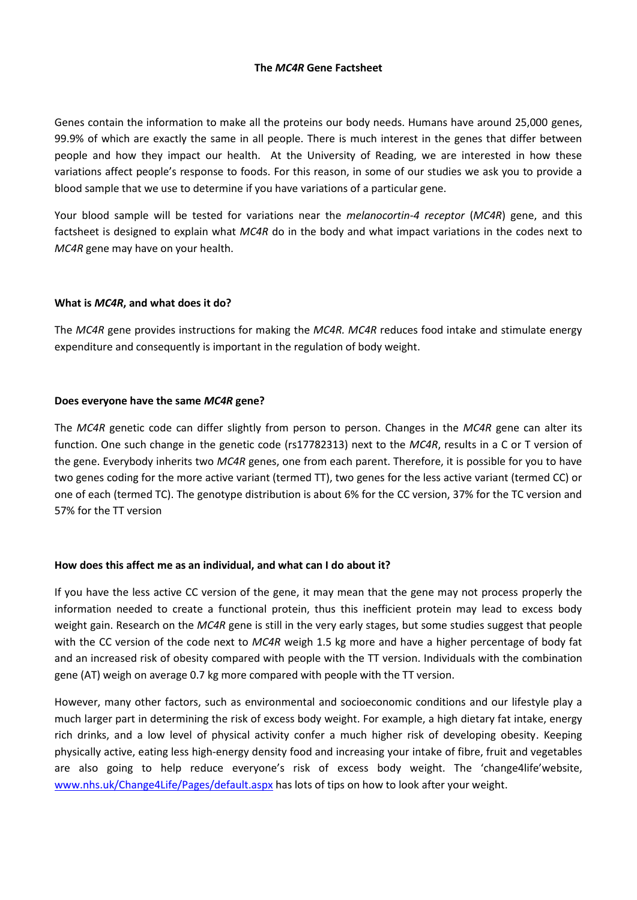# The *MC4R* Gene Factsheet

Genes contain the information to make all the proteins our body needs. Humans have around 25,000 genes, 99.9% of which are exactly the same in all people. There is much interest in the genes that differ between people and how they impact our health. At the University of Reading, we are interested in how these variations affect people's response to foods. For this reason, in some of our studies we ask you to provide a blood sample that we use to determine if you have variations of a particular gene.

Your blood sample will be tested for variations near the *melanocortin-4 receptor* (*MC4R*) gene, and this factsheet is designed to explain what *MC4R* do in the body and what impact variations in the codes next to *MC4R* gene may have on your health.

## What is *MC4R*, and what does it do?

The *MC4R* gene provides instructions for making the *MC4R. MC4R* reduces food intake and stimulate energy expenditure and consequently is important in the regulation of body weight.

## Does everyone have the same *MC4R* gene?

The *MC4R* genetic code can differ slightly from person to person. Changes in the *MC4R* gene can alter its function. One such change in the genetic code (rs17782313) next to the *MC4R*, results in a C or T version of the gene. Everybody inherits two *MC4R* genes, one from each parent. Therefore, it is possible for you to have two genes coding for the more active variant (termed TT), two genes for the less active variant (termed CC) or one of each (termed TC). The genotype distribution is about 6% for the CC version, 37% for the TC version and 57% for the TT version

## How does this affect me as an individual, and what can I do about it?

If you have the less active CC version of the gene, it may mean that the gene may not process properly the information needed to create a functional protein, thus this inefficient protein may lead to excess body weight gain. Research on the *MC4R* gene is still in the very early stages, but some studies suggest that people with the CC version of the code next to *MC4R* weigh 1.5 kg more and have a higher percentage of body fat and an increased risk of obesity compared with people with the TT version. Individuals with the combination gene (AT) weigh on average 0.7 kg more compared with people with the TT version.

However, many other factors, such as environmental and socioeconomic conditions and our lifestyle play a much larger part in determining the risk of excess body weight. For example, a high dietary fat intake, energy rich drinks, and a low level of physical activity confer a much higher risk of developing obesity. Keeping physically active, eating less high-energy density food and increasing your intake of fibre, fruit and vegetables are also going to help reduce everyone's risk of excess body weight. The 'change4life'website, www.nhs.uk/Change4Life/Pages/default.aspx has lots of tips on how to look after your weight.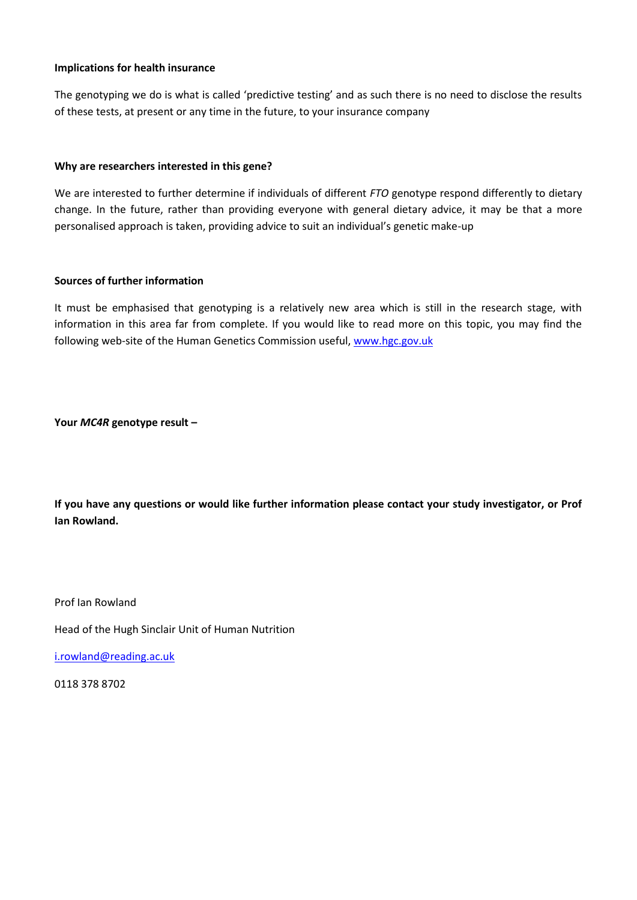**Implications for health insurance**

The genotyping we do is what is called 'predictive testing' and as such there is no need to disclose the results of these tests, at present or any time in the future, to your insurance company

**Why are researchers interested in this gene?**

We are interested to further determine if individuals of different *FTO* genotype respond differently to dietary change. In the future, rather than providing everyone with general dietary advice, it may be that a more personalised approach is taken, providing advice to suit an individual's genetic make-up

**Sources of further information**

It must be emphasised that genotyping is a relatively new area which is still in the research stage, with information in this area far from complete. If you would like to read more on this topic, you may find the following web-site of the Human Genetics Commission useful, [www.hgc.gov.uk](http://www.hgc.gov.uk)

**Your *MC4R* genotype result –**

**If you have any questions or would like further information please contact your study investigator, or Prof Ian Rowland.**

Prof Ian Rowland

Head of the Hugh Sinclair Unit of Human Nutrition

[i.rowland@reading.ac.uk](mailto:i.rowland@reading.ac.uk)

0118 378 8702